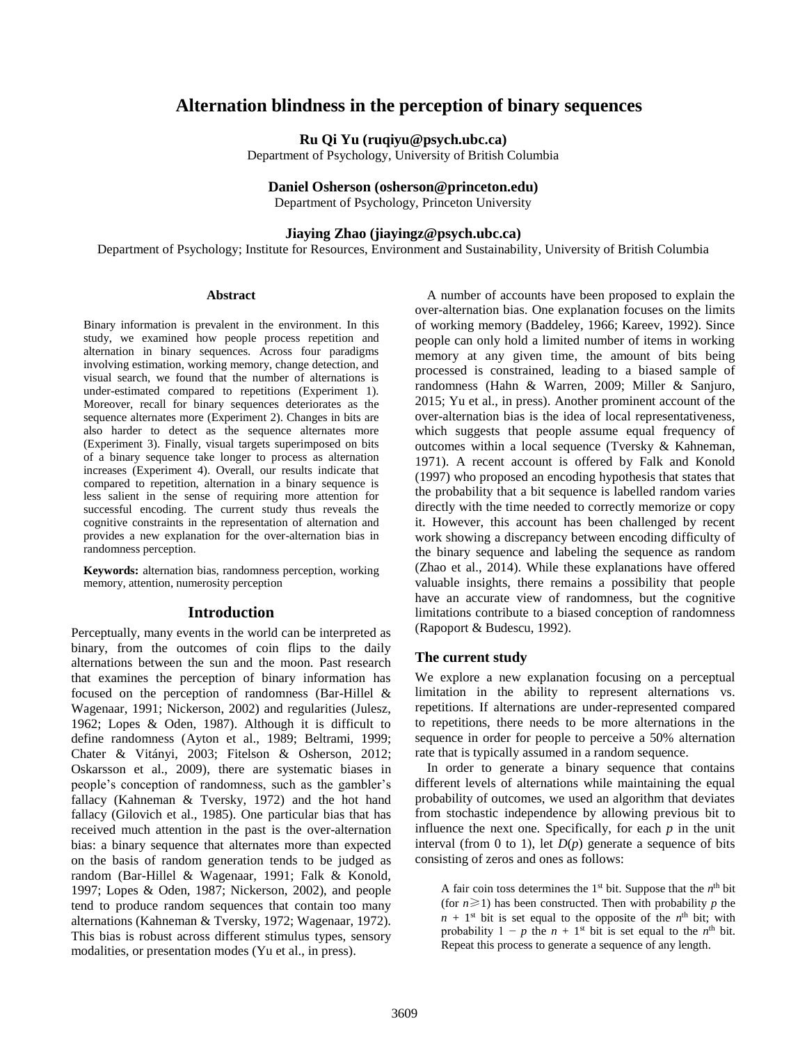# Alternation blindness in the perception of binary sequences

**Ru Qi Yu (ruqiyu@psych.ubc.ca)**
Department of Psychology, University of British Columbia

**Daniel Osherson (osherson@princeton.edu)**
Department of Psychology, Princeton University

**Jiaying Zhao (jiayingz@psych.ubc.ca)**
Department of Psychology; Institute for Resources, Environment and Sustainability, University of British Columbia

## Abstract

Binary information is prevalent in the environment. In this study, we examined how people process repetition and alternation in binary sequences. Across four paradigms involving estimation, working memory, change detection, and visual search, we found that the number of alternations is under-estimated compared to repetitions (Experiment 1). Moreover, recall for binary sequences deteriorates as the sequence alternates more (Experiment 2). Changes in bits are also harder to detect as the sequence alternates more (Experiment 3). Finally, visual targets superimposed on bits of a binary sequence take longer to process as alternation increases (Experiment 4). Overall, our results indicate that compared to repetition, alternation in a binary sequence is less salient in the sense of requiring more attention for successful encoding. The current study thus reveals the cognitive constraints in the representation of alternation and provides a new explanation for the over-alternation bias in randomness perception.

**Keywords:** alternation bias, randomness perception, working memory, attention, numerosity perception

## Introduction

Perceptually, many events in the world can be interpreted as binary, from the outcomes of coin flips to the daily alternations between the sun and the moon. Past research that examines the perception of binary information has focused on the perception of randomness (Bar-Hillel & Wagenaar, 1991; Nickerson, 2002) and regularities (Julesz, 1962; Lopes & Oden, 1987). Although it is difficult to define randomness (Ayton et al., 1989; Beltrami, 1999; Chater & Vitányi, 2003; Fitelson & Osherson, 2012; Oskarsson et al., 2009), there are systematic biases in people's conception of randomness, such as the gambler's fallacy (Kahneman & Tversky, 1972) and the hot hand fallacy (Gilovich et al., 1985). One particular bias that has received much attention in the past is the over-alternation bias: a binary sequence that alternates more than expected on the basis of random generation tends to be judged as random (Bar-Hillel & Wagenaar, 1991; Falk & Konold, 1997; Lopes & Oden, 1987; Nickerson, 2002), and people tend to produce random sequences that contain too many alternations (Kahneman & Tversky, 1972; Wagenaar, 1972). This bias is robust across different stimulus types, sensory modalities, or presentation modes (Yu et al., in press).

A number of accounts have been proposed to explain the over-alternation bias. One explanation focuses on the limits of working memory (Baddeley, 1966; Kareev, 1992). Since people can only hold a limited number of items in working memory at any given time, the amount of bits being processed is constrained, leading to a biased sample of randomness (Hahn & Warren, 2009; Miller & Sanjuro, 2015; Yu et al., in press). Another prominent account of the over-alternation bias is the idea of local representativeness, which suggests that people assume equal frequency of outcomes within a local sequence (Tversky & Kahneman, 1971). A recent account is offered by Falk and Konold (1997) who proposed an encoding hypothesis that states that the probability that a bit sequence is labelled random varies directly with the time needed to correctly memorize or copy it. However, this account has been challenged by recent work showing a discrepancy between encoding difficulty of the binary sequence and labeling the sequence as random (Zhao et al., 2014). While these explanations have offered valuable insights, there remains a possibility that people have an accurate view of randomness, but the cognitive limitations contribute to a biased conception of randomness (Rapoport & Budescu, 1992).

### The current study

We explore a new explanation focusing on a perceptual limitation in the ability to represent alternations vs. repetitions. If alternations are under-represented compared to repetitions, there needs to be more alternations in the sequence in order for people to perceive a 50% alternation rate that is typically assumed in a random sequence.

In order to generate a binary sequence that contains different levels of alternations while maintaining the equal probability of outcomes, we used an algorithm that deviates from stochastic independence by allowing previous bit to influence the next one. Specifically, for each $p$ in the unit interval (from 0 to 1), let $D(p)$ generate a sequence of bits consisting of zeros and ones as follows:

> A fair coin toss determines the 1st bit. Suppose that the $n^{th}$ bit (for $n \geqslant 1$) has been constructed. Then with probability $p$ the $n + 1^{st}$ bit is set equal to the opposite of the $n^{th}$ bit; with probability $1 - p$ the $n + 1^{st}$ bit is set equal to the $n^{th}$ bit. Repeat this process to generate a sequence of any length.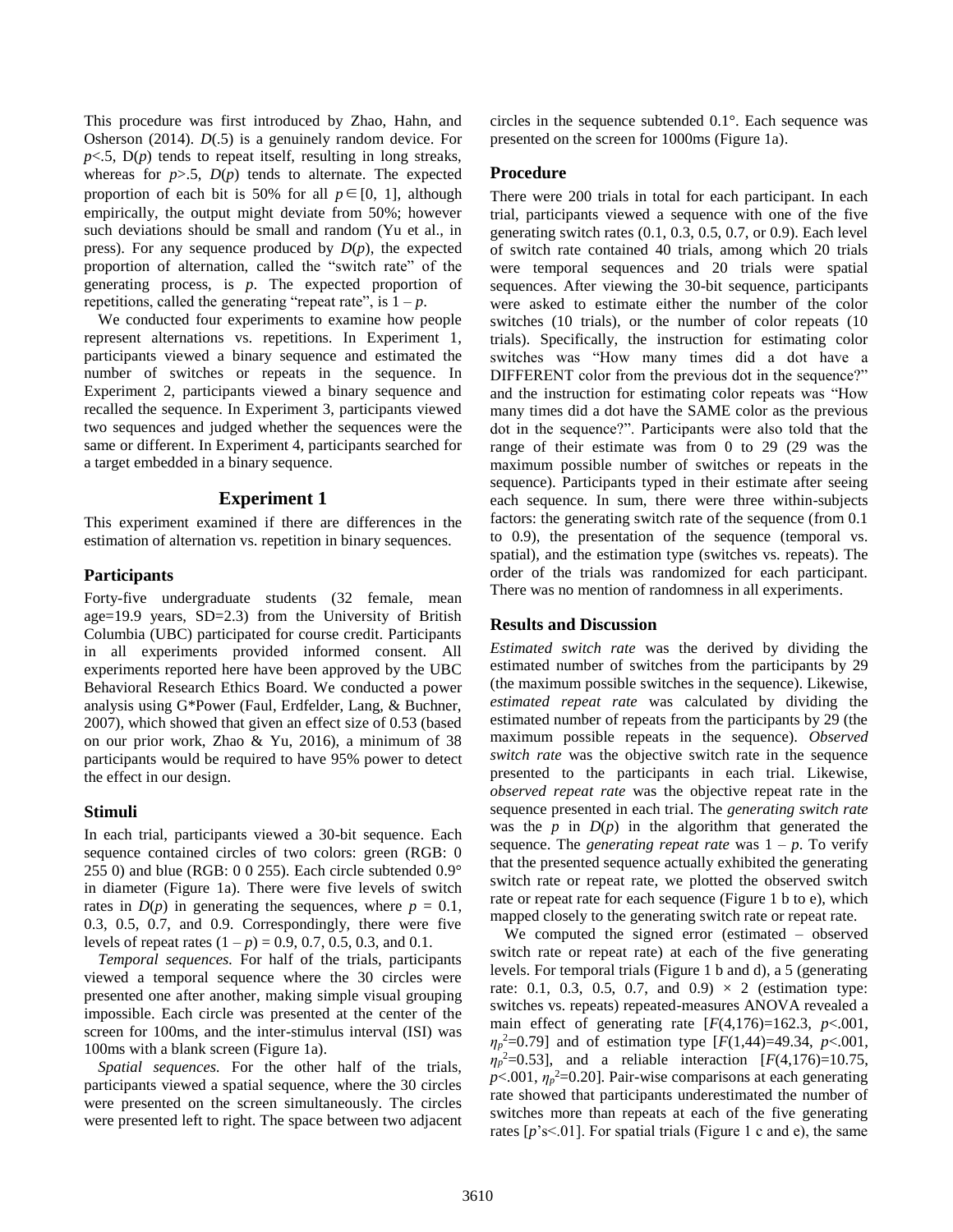This procedure was first introduced by Zhao, Hahn, and Osherson (2014). *D*(.5) is a genuinely random device. For $p<.5$, D(*p*) tends to repeat itself, resulting in long streaks, whereas for $p>.5$, *D*(*p*) tends to alternate. The expected proportion of each bit is 50% for all $p \in [0, 1]$, although empirically, the output might deviate from 50%; however such deviations should be small and random (Yu et al., in press). For any sequence produced by *D*(*p*), the expected proportion of alternation, called the "switch rate" of the generating process, is *p*. The expected proportion of repetitions, called the generating "repeat rate", is $1 - p$.

We conducted four experiments to examine how people represent alternations vs. repetitions. In Experiment 1, participants viewed a binary sequence and estimated the number of switches or repeats in the sequence. In Experiment 2, participants viewed a binary sequence and recalled the sequence. In Experiment 3, participants viewed two sequences and judged whether the sequences were the same or different. In Experiment 4, participants searched for a target embedded in a binary sequence.

## Experiment 1

This experiment examined if there are differences in the estimation of alternation vs. repetition in binary sequences.

### Participants

Forty-five undergraduate students (32 female, mean age=19.9 years, SD=2.3) from the University of British Columbia (UBC) participated for course credit. Participants in all experiments provided informed consent. All experiments reported here have been approved by the UBC Behavioral Research Ethics Board. We conducted a power analysis using G*Power (Faul, Erdfelder, Lang, & Buchner, 2007), which showed that given an effect size of 0.53 (based on our prior work, Zhao & Yu, 2016), a minimum of 38 participants would be required to have 95% power to detect the effect in our design.

### Stimuli

In each trial, participants viewed a 30-bit sequence. Each sequence contained circles of two colors: green (RGB: 0 255 0) and blue (RGB: 0 0 255). Each circle subtended 0.9° in diameter (Figure 1a). There were five levels of switch rates in *D*(*p*) in generating the sequences, where $p$ = 0.1, 0.3, 0.5, 0.7, and 0.9. Correspondingly, there were five levels of repeat rates ($1 - p$) = 0.9, 0.7, 0.5, 0.3, and 0.1.

*Temporal sequences.* For half of the trials, participants viewed a temporal sequence where the 30 circles were presented one after another, making simple visual grouping impossible. Each circle was presented at the center of the screen for 100ms, and the inter-stimulus interval (ISI) was 100ms with a blank screen (Figure 1a).

*Spatial sequences.* For the other half of the trials, participants viewed a spatial sequence, where the 30 circles were presented on the screen simultaneously. The circles were presented left to right. The space between two adjacent circles in the sequence subtended 0.1°. Each sequence was presented on the screen for 1000ms (Figure 1a).

### Procedure

There were 200 trials in total for each participant. In each trial, participants viewed a sequence with one of the five generating switch rates (0.1, 0.3, 0.5, 0.7, or 0.9). Each level of switch rate contained 40 trials, among which 20 trials were temporal sequences and 20 trials were spatial sequences. After viewing the 30-bit sequence, participants were asked to estimate either the number of the color switches (10 trials), or the number of color repeats (10 trials). Specifically, the instruction for estimating color switches was "How many times did a dot have a DIFFERENT color from the previous dot in the sequence?" and the instruction for estimating color repeats was "How many times did a dot have the SAME color as the previous dot in the sequence?". Participants were also told that the range of their estimate was from 0 to 29 (29 was the maximum possible number of switches or repeats in the sequence). Participants typed in their estimate after seeing each sequence. In sum, there were three within-subjects factors: the generating switch rate of the sequence (from 0.1 to 0.9), the presentation of the sequence (temporal vs. spatial), and the estimation type (switches vs. repeats). The order of the trials was randomized for each participant. There was no mention of randomness in all experiments.

### Results and Discussion

*Estimated switch rate* was the derived by dividing the estimated number of switches from the participants by 29 (the maximum possible switches in the sequence). Likewise, *estimated repeat rate* was calculated by dividing the estimated number of repeats from the participants by 29 (the maximum possible repeats in the sequence). *Observed switch rate* was the objective switch rate in the sequence presented to the participants in each trial. Likewise, *observed repeat rate* was the objective repeat rate in the sequence presented in each trial. The *generating switch rate* was the *p* in *D*(*p*) in the algorithm that generated the sequence. The *generating repeat rate* was $1 - p$. To verify that the presented sequence actually exhibited the generating switch rate or repeat rate, we plotted the observed switch rate or repeat rate for each sequence (Figure 1 b to e), which mapped closely to the generating switch rate or repeat rate.

We computed the signed error (estimated – observed switch rate or repeat rate) at each of the five generating levels. For temporal trials (Figure 1 b and d), a 5 (generating rate: 0.1, 0.3, 0.5, 0.7, and 0.9) × 2 (estimation type: switches vs. repeats) repeated-measures ANOVA revealed a main effect of generating rate [$F(4,176)=162.3$, $p<.001$, $\eta_p^2=0.79$] and of estimation type [$F(1,44)=49.34$, $p<.001$, $\eta_p^2=0.53$], and a reliable interaction [$F(4,176)=10.75$, $p<.001$, $\eta_p^2=0.20$]. Pair-wise comparisons at each generating rate showed that participants underestimated the number of switches more than repeats at each of the five generating rates [$p$'s$<.01$]. For spatial trials (Figure 1 c and e), the same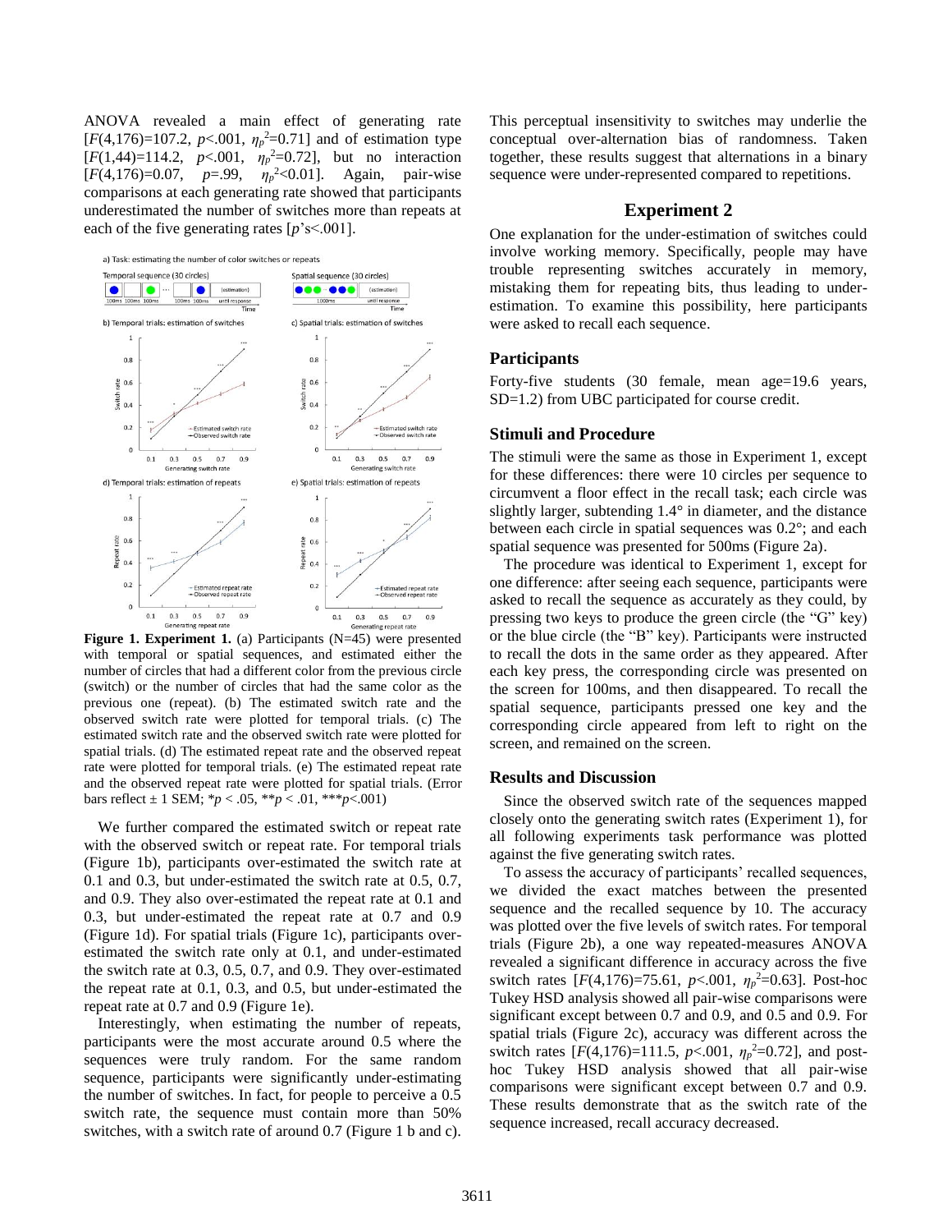ANOVA revealed a main effect of generating rate [$F(4,176)=107.2$, $p<.001$, $\eta_p^2=0.71$] and of estimation type [$F(1,44)=114.2$, $p<.001$, $\eta_p^2=0.72$], but no interaction [$F(4,176)=0.07$, $p=.99$, $\eta_p^2<0.01$]. Again, pair-wise comparisons at each generating rate showed that participants underestimated the number of switches more than repeats at each of the five generating rates [$p$'s<.001].

**Figure 1. Experiment 1.** (a) Participants (N=45) were presented with temporal or spatial sequences, and estimated either the number of circles that had a different color from the previous circle (switch) or the number of circles that had the same color as the previous one (repeat). (b) The estimated switch rate and the observed switch rate were plotted for temporal trials. (c) The estimated switch rate and the observed switch rate were plotted for spatial trials. (d) The estimated repeat rate and the observed repeat rate were plotted for temporal trials. (e) The estimated repeat rate and the observed repeat rate were plotted for spatial trials. (Error bars reflect ± 1 SEM; *$p$ < .05, **$p$ < .01, ***$p$<.001)

We further compared the estimated switch or repeat rate with the observed switch or repeat rate. For temporal trials (Figure 1b), participants over-estimated the switch rate at 0.1 and 0.3, but under-estimated the switch rate at 0.5, 0.7, and 0.9. They also over-estimated the repeat rate at 0.1 and 0.3, but under-estimated the repeat rate at 0.7 and 0.9 (Figure 1d). For spatial trials (Figure 1c), participants over-estimated the switch rate only at 0.1, and under-estimated the switch rate at 0.3, 0.5, 0.7, and 0.9. They over-estimated the repeat rate at 0.1, 0.3, and 0.5, but under-estimated the repeat rate at 0.7 and 0.9 (Figure 1e).

Interestingly, when estimating the number of repeats, participants were the most accurate around 0.5 where the sequences were truly random. For the same random sequence, participants were significantly under-estimating the number of switches. In fact, for people to perceive a 0.5 switch rate, the sequence must contain more than 50% switches, with a switch rate of around 0.7 (Figure 1 b and c). This perceptual insensitivity to switches may underlie the conceptual over-alternation bias of randomness. Taken together, these results suggest that alternations in a binary sequence were under-represented compared to repetitions.

## Experiment 2

One explanation for the under-estimation of switches could involve working memory. Specifically, people may have trouble representing switches accurately in memory, mistaking them for repeating bits, thus leading to under-estimation. To examine this possibility, here participants were asked to recall each sequence.

### Participants

Forty-five students (30 female, mean age=19.6 years, SD=1.2) from UBC participated for course credit.

### Stimuli and Procedure

The stimuli were the same as those in Experiment 1, except for these differences: there were 10 circles per sequence to circumvent a floor effect in the recall task; each circle was slightly larger, subtending 1.4° in diameter, and the distance between each circle in spatial sequences was 0.2°; and each spatial sequence was presented for 500ms (Figure 2a).

The procedure was identical to Experiment 1, except for one difference: after seeing each sequence, participants were asked to recall the sequence as accurately as they could, by pressing two keys to produce the green circle (the "G" key) or the blue circle (the "B" key). Participants were instructed to recall the dots in the same order as they appeared. After each key press, the corresponding circle was presented on the screen for 100ms, and then disappeared. To recall the spatial sequence, participants pressed one key and the corresponding circle appeared from left to right on the screen, and remained on the screen.

### Results and Discussion

Since the observed switch rate of the sequences mapped closely onto the generating switch rates (Experiment 1), for all following experiments task performance was plotted against the five generating switch rates.

To assess the accuracy of participants' recalled sequences, we divided the exact matches between the presented sequence and the recalled sequence by 10. The accuracy was plotted over the five levels of switch rates. For temporal trials (Figure 2b), a one way repeated-measures ANOVA revealed a significant difference in accuracy across the five switch rates [$F(4,176)=75.61$, $p<.001$, $\eta_p^2=0.63$]. Post-hoc Tukey HSD analysis showed all pair-wise comparisons were significant except between 0.7 and 0.9, and 0.5 and 0.9. For spatial trials (Figure 2c), accuracy was different across the switch rates [$F(4,176)=111.5$, $p<.001$, $\eta_p^2=0.72$], and post-hoc Tukey HSD analysis showed that all pair-wise comparisons were significant except between 0.7 and 0.9. These results demonstrate that as the switch rate of the sequence increased, recall accuracy decreased.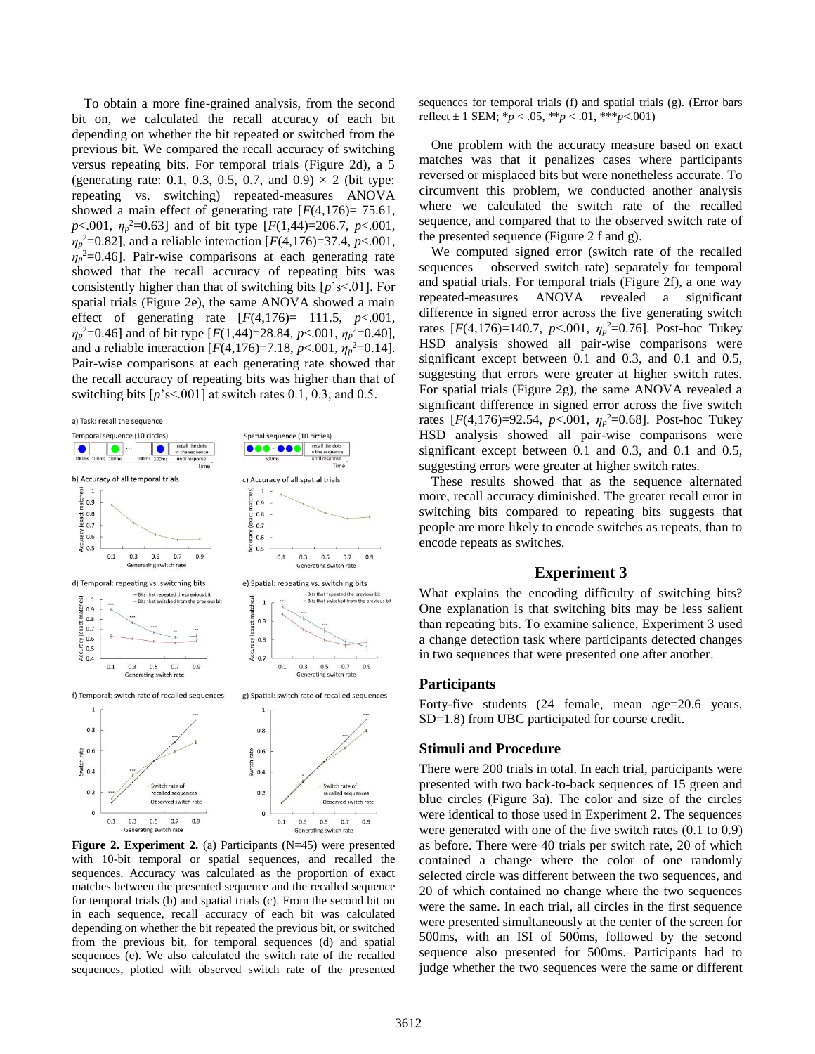To obtain a more fine-grained analysis, from the second bit on, we calculated the recall accuracy of each bit depending on whether the bit repeated or switched from the previous bit. We compared the recall accuracy of switching versus repeating bits. For temporal trials (Figure 2d), a 5 (generating rate: 0.1, 0.3, 0.5, 0.7, and 0.9) × 2 (bit type: repeating vs. switching) repeated-measures ANOVA showed a main effect of generating rate [$F(4,176)$= 75.61, $p<.001$, $\eta_p^2$=0.63] and of bit type [$F(1,44)$=206.7, $p<.001$, $\eta_p^2$=0.82], and a reliable interaction [$F(4,176)$=37.4, $p<.001$, $\eta_p^2$=0.46]. Pair-wise comparisons at each generating rate showed that the recall accuracy of repeating bits was consistently higher than that of switching bits [$p$'s<.01]. For spatial trials (Figure 2e), the same ANOVA showed a main effect of generating rate [$F(4,176)$= 111.5, $p<.001$, $\eta_p^2$=0.46] and of bit type [$F(1,44)$=28.84, $p<.001$, $\eta_p^2$=0.40], and a reliable interaction [$F(4,176)$=7.18, $p<.001$, $\eta_p^2$=0.14]. Pair-wise comparisons at each generating rate showed that the recall accuracy of repeating bits was higher than that of switching bits [$p$'s<.001] at switch rates 0.1, 0.3, and 0.5.

**Figure 2. Experiment 2.** (a) Participants (N=45) were presented with 10-bit temporal or spatial sequences, and recalled the sequences. Accuracy was calculated as the proportion of exact matches between the presented sequence and the recalled sequence for temporal trials (b) and spatial trials (c). From the second bit on in each sequence, recall accuracy of each bit was calculated depending on whether the bit repeated the previous bit, or switched from the previous bit, for temporal sequences (d) and spatial sequences (e). We also calculated the switch rate of the recalled sequences, plotted with observed switch rate of the presented sequences for temporal trials (f) and spatial trials (g). (Error bars reflect ± 1 SEM; *$p$ < .05, **$p$ < .01, ***$p$<.001)

One problem with the accuracy measure based on exact matches was that it penalizes cases where participants reversed or misplaced bits but were nonetheless accurate. To circumvent this problem, we conducted another analysis where we calculated the switch rate of the recalled sequence, and compared that to the observed switch rate of the presented sequence (Figure 2 f and g).

We computed signed error (switch rate of the recalled sequences – observed switch rate) separately for temporal and spatial trials. For temporal trials (Figure 2f), a one way repeated-measures ANOVA revealed a significant difference in signed error across the five generating switch rates [$F(4,176)$=140.7, $p<.001$, $\eta_p^2$=0.76]. Post-hoc Tukey HSD analysis showed all pair-wise comparisons were significant except between 0.1 and 0.3, and 0.1 and 0.5, suggesting that errors were greater at higher switch rates. For spatial trials (Figure 2g), the same ANOVA revealed a significant difference in signed error across the five switch rates [$F(4,176)$=92.54, $p<.001$, $\eta_p^2$=0.68]. Post-hoc Tukey HSD analysis showed all pair-wise comparisons were significant except between 0.1 and 0.3, and 0.1 and 0.5, suggesting errors were greater at higher switch rates.

These results showed that as the sequence alternated more, recall accuracy diminished. The greater recall error in switching bits compared to repeating bits suggests that people are more likely to encode switches as repeats, than to encode repeats as switches.

## Experiment 3

What explains the encoding difficulty of switching bits? One explanation is that switching bits may be less salient than repeating bits. To examine salience, Experiment 3 used a change detection task where participants detected changes in two sequences that were presented one after another.

### Participants

Forty-five students (24 female, mean age=20.6 years, SD=1.8) from UBC participated for course credit.

### Stimuli and Procedure

There were 200 trials in total. In each trial, participants were presented with two back-to-back sequences of 15 green and blue circles (Figure 3a). The color and size of the circles were identical to those used in Experiment 2. The sequences were generated with one of the five switch rates (0.1 to 0.9) as before. There were 40 trials per switch rate, 20 of which contained a change where the color of one randomly selected circle was different between the two sequences, and 20 of which contained no change where the two sequences were the same. In each trial, all circles in the first sequence were presented simultaneously at the center of the screen for 500ms, with an ISI of 500ms, followed by the second sequence also presented for 500ms. Participants had to judge whether the two sequences were the same or different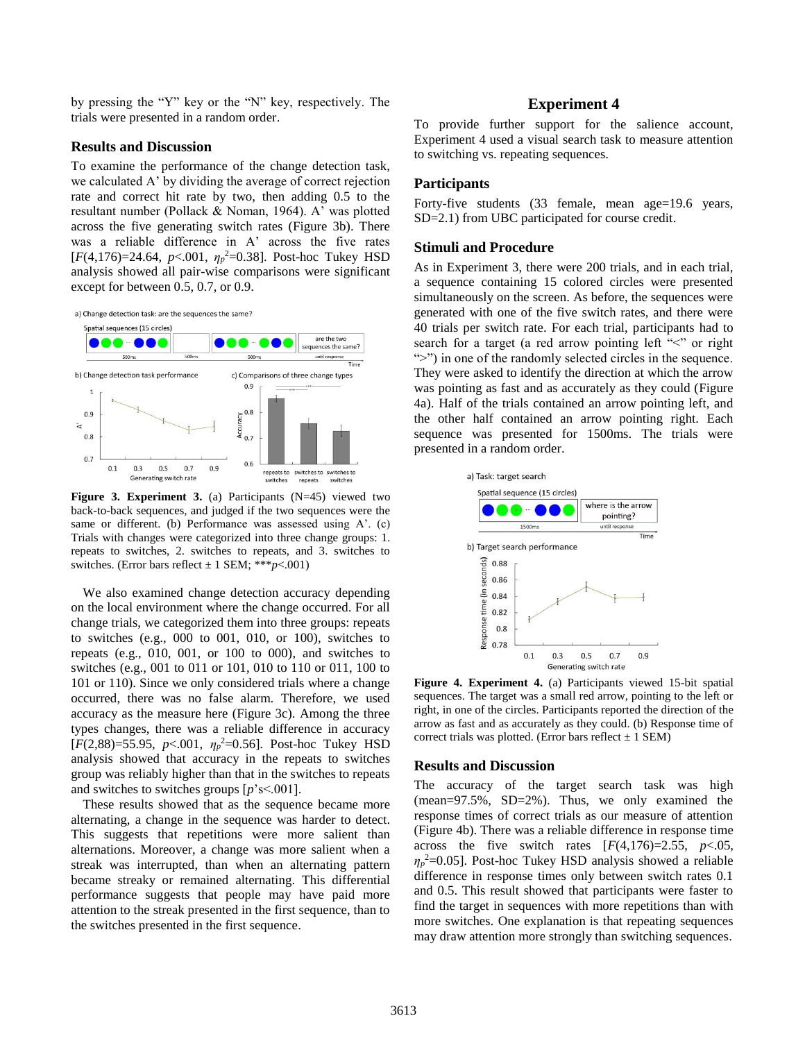by pressing the "Y" key or the "N" key, respectively. The trials were presented in a random order.

### Results and Discussion

To examine the performance of the change detection task, we calculated A' by dividing the average of correct rejection rate and correct hit rate by two, then adding 0.5 to the resultant number (Pollack & Noman, 1964). A' was plotted across the five generating switch rates (Figure 3b). There was a reliable difference in A' across the five rates [$F(4,176)=24.64$, $p<.001$, $\eta_p^2=0.38$]. Post-hoc Tukey HSD analysis showed all pair-wise comparisons were significant except for between 0.5, 0.7, or 0.9.

**Figure 3. Experiment 3.** (a) Participants (N=45) viewed two back-to-back sequences, and judged if the two sequences were the same or different. (b) Performance was assessed using A'. (c) Trials with changes were categorized into three change groups: 1. repeats to switches, 2. switches to repeats, and 3. switches to switches. (Error bars reflect ± 1 SEM; ***$p<.001$)

We also examined change detection accuracy depending on the local environment where the change occurred. For all change trials, we categorized them into three groups: repeats to switches (e.g., 000 to 001, 010, or 100), switches to repeats (e.g., 010, 001, or 100 to 000), and switches to switches (e.g., 001 to 011 or 101, 010 to 110 or 011, 100 to 101 or 110). Since we only considered trials where a change occurred, there was no false alarm. Therefore, we used accuracy as the measure here (Figure 3c). Among the three types changes, there was a reliable difference in accuracy [$F(2,88)=55.95$, $p<.001$, $\eta_p^2=0.56$]. Post-hoc Tukey HSD analysis showed that accuracy in the repeats to switches group was reliably higher than that in the switches to repeats and switches to switches groups [$p$'s<.001].

These results showed that as the sequence became more alternating, a change in the sequence was harder to detect. This suggests that repetitions were more salient than alternations. Moreover, a change was more salient when a streak was interrupted, than when an alternating pattern became streaky or remained alternating. This differential performance suggests that people may have paid more attention to the streak presented in the first sequence, than to the switches presented in the first sequence.

## Experiment 4

To provide further support for the salience account, Experiment 4 used a visual search task to measure attention to switching vs. repeating sequences.

### Participants

Forty-five students (33 female, mean age=19.6 years, SD=2.1) from UBC participated for course credit.

### Stimuli and Procedure

As in Experiment 3, there were 200 trials, and in each trial, a sequence containing 15 colored circles were presented simultaneously on the screen. As before, the sequences were generated with one of the five switch rates, and there were 40 trials per switch rate. For each trial, participants had to search for a target (a red arrow pointing left "<" or right ">") in one of the randomly selected circles in the sequence. They were asked to identify the direction at which the arrow was pointing as fast and as accurately as they could (Figure 4a). Half of the trials contained an arrow pointing left, and the other half contained an arrow pointing right. Each sequence was presented for 1500ms. The trials were presented in a random order.

**Figure 4. Experiment 4.** (a) Participants viewed 15-bit spatial sequences. The target was a small red arrow, pointing to the left or right, in one of the circles. Participants reported the direction of the arrow as fast and as accurately as they could. (b) Response time of correct trials was plotted. (Error bars reflect ± 1 SEM)

### Results and Discussion

The accuracy of the target search task was high (mean=97.5%, SD=2%). Thus, we only examined the response times of correct trials as our measure of attention (Figure 4b). There was a reliable difference in response time across the five switch rates [$F(4,176)=2.55$, $p<.05$, $\eta_p^2=0.05$]. Post-hoc Tukey HSD analysis showed a reliable difference in response times only between switch rates 0.1 and 0.5. This result showed that participants were faster to find the target in sequences with more repetitions than with more switches. One explanation is that repeating sequences may draw attention more strongly than switching sequences.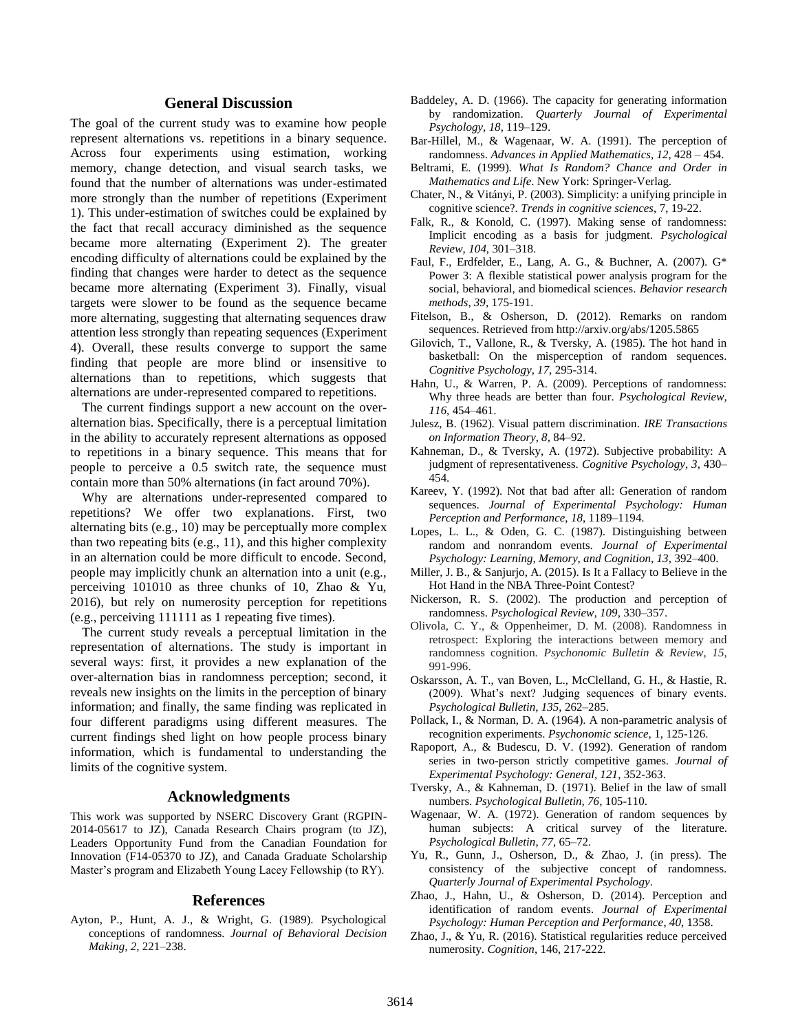## General Discussion

The goal of the current study was to examine how people represent alternations vs. repetitions in a binary sequence. Across four experiments using estimation, working memory, change detection, and visual search tasks, we found that the number of alternations was under-estimated more strongly than the number of repetitions (Experiment 1). This under-estimation of switches could be explained by the fact that recall accuracy diminished as the sequence became more alternating (Experiment 2). The greater encoding difficulty of alternations could be explained by the finding that changes were harder to detect as the sequence became more alternating (Experiment 3). Finally, visual targets were slower to be found as the sequence became more alternating, suggesting that alternating sequences draw attention less strongly than repeating sequences (Experiment 4). Overall, these results converge to support the same finding that people are more blind or insensitive to alternations than to repetitions, which suggests that alternations are under-represented compared to repetitions.

The current findings support a new account on the over-alternation bias. Specifically, there is a perceptual limitation in the ability to accurately represent alternations as opposed to repetitions in a binary sequence. This means that for people to perceive a 0.5 switch rate, the sequence must contain more than 50% alternations (in fact around 70%).

Why are alternations under-represented compared to repetitions? We offer two explanations. First, two alternating bits (e.g., 10) may be perceptually more complex than two repeating bits (e.g., 11), and this higher complexity in an alternation could be more difficult to encode. Second, people may implicitly chunk an alternation into a unit (e.g., perceiving 101010 as three chunks of 10, Zhao & Yu, 2016), but rely on numerosity perception for repetitions (e.g., perceiving 111111 as 1 repeating five times).

The current study reveals a perceptual limitation in the representation of alternations. The study is important in several ways: first, it provides a new explanation of the over-alternation bias in randomness perception; second, it reveals new insights on the limits in the perception of binary information; and finally, the same finding was replicated in four different paradigms using different measures. The current findings shed light on how people process binary information, which is fundamental to understanding the limits of the cognitive system.

## Acknowledgments

This work was supported by NSERC Discovery Grant (RGPIN-2014-05617 to JZ), Canada Research Chairs program (to JZ), Leaders Opportunity Fund from the Canadian Foundation for Innovation (F14-05370 to JZ), and Canada Graduate Scholarship Master's program and Elizabeth Young Lacey Fellowship (to RY).

## References

Ayton, P., Hunt, A. J., & Wright, G. (1989). Psychological conceptions of randomness. *Journal of Behavioral Decision Making, 2,* 221–238.

Baddeley, A. D. (1966). The capacity for generating information by randomization. *Quarterly Journal of Experimental Psychology*, *18*, 119–129.

Bar-Hillel, M., & Wagenaar, W. A. (1991). The perception of randomness. *Advances in Applied Mathematics*, *12*, 428 – 454.

Beltrami, E. (1999). *What Is Random? Chance and Order in Mathematics and Life*. New York: Springer-Verlag.

Chater, N., & Vitányi, P. (2003). Simplicity: a unifying principle in cognitive science?. *Trends in cognitive sciences*, 7, 19-22.

Falk, R., & Konold, C. (1997). Making sense of randomness: Implicit encoding as a basis for judgment. *Psychological Review*, *104*, 301–318.

Faul, F., Erdfelder, E., Lang, A. G., & Buchner, A. (2007). G* Power 3: A flexible statistical power analysis program for the social, behavioral, and biomedical sciences. *Behavior research methods, 39*, 175-191.

Fitelson, B., & Osherson, D. (2012). Remarks on random sequences. Retrieved from http://arxiv.org/abs/1205.5865

Gilovich, T., Vallone, R., & Tversky, A. (1985). The hot hand in basketball: On the misperception of random sequences. *Cognitive Psychology, 17*, 295-314.

Hahn, U., & Warren, P. A. (2009). Perceptions of randomness: Why three heads are better than four. *Psychological Review*, *116*, 454–461.

Julesz, B. (1962). Visual pattern discrimination. *IRE Transactions on Information Theory, 8,* 84–92.

Kahneman, D., & Tversky, A. (1972). Subjective probability: A judgment of representativeness. *Cognitive Psychology*, *3*, 430–454.

Kareev, Y. (1992). Not that bad after all: Generation of random sequences. *Journal of Experimental Psychology: Human Perception and Performance, 18*, 1189–1194.

Lopes, L. L., & Oden, G. C. (1987). Distinguishing between random and nonrandom events. *Journal of Experimental Psychology: Learning, Memory, and Cognition, 13,* 392–400.

Miller, J. B., & Sanjurjo, A. (2015). Is It a Fallacy to Believe in the Hot Hand in the NBA Three-Point Contest?

Nickerson, R. S. (2002). The production and perception of randomness. *Psychological Review, 109,* 330–357.

Olivola, C. Y., & Oppenheimer, D. M. (2008). Randomness in retrospect: Exploring the interactions between memory and randomness cognition. *Psychonomic Bulletin & Review*, *15,* 991-996.

Oskarsson, A. T., van Boven, L., McClelland, G. H., & Hastie, R. (2009). What's next? Judging sequences of binary events. *Psychological Bulletin, 135*, 262–285.

Pollack, I., & Norman, D. A. (1964). A non-parametric analysis of recognition experiments. *Psychonomic science*, 1, 125-126.

Rapoport, A., & Budescu, D. V. (1992). Generation of random series in two-person strictly competitive games. *Journal of Experimental Psychology: General, 121*, 352-363.

Tversky, A., & Kahneman, D. (1971). Belief in the law of small numbers. *Psychological Bulletin, 76*, 105-110.

Wagenaar, W. A. (1972). Generation of random sequences by human subjects: A critical survey of the literature. *Psychological Bulletin, 77*, 65–72.

Yu, R., Gunn, J., Osherson, D., & Zhao, J. (in press). The consistency of the subjective concept of randomness. *Quarterly Journal of Experimental Psychology*.

Zhao, J., Hahn, U., & Osherson, D. (2014). Perception and identification of random events. *Journal of Experimental Psychology: Human Perception and Performance, 40*, 1358.

Zhao, J., & Yu, R. (2016). Statistical regularities reduce perceived numerosity. *Cognition*, 146, 217-222.